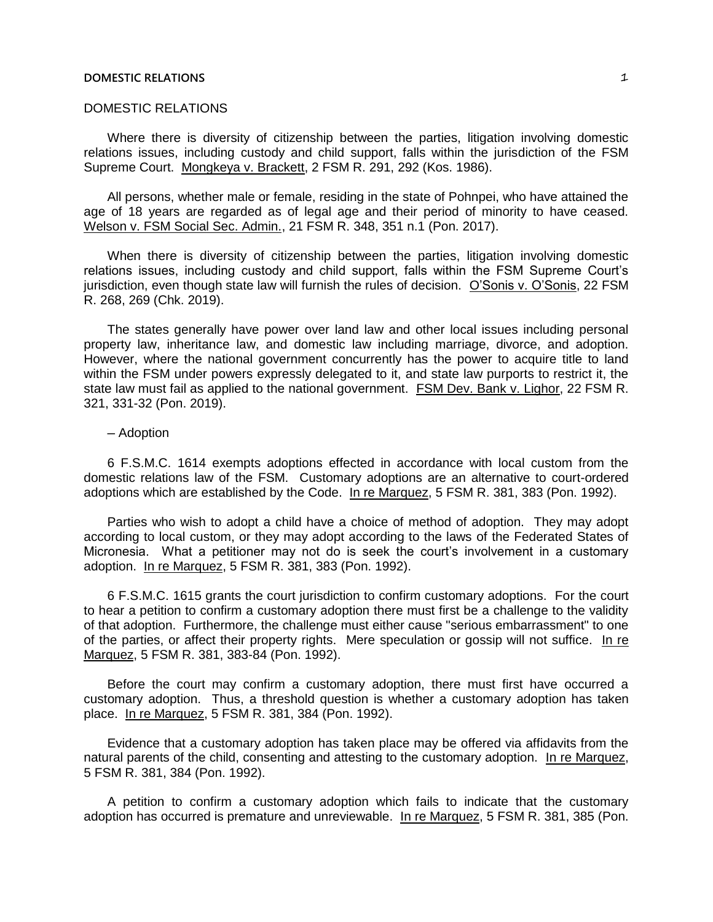# DOMESTIC RELATIONS

Where there is diversity of citizenship between the parties, litigation involving domestic relations issues, including custody and child support, falls within the jurisdiction of the FSM Supreme Court. Mongkeya v. Brackett, 2 FSM R. 291, 292 (Kos. 1986).

All persons, whether male or female, residing in the state of Pohnpei, who have attained the age of 18 years are regarded as of legal age and their period of minority to have ceased. Welson v. FSM Social Sec. Admin., 21 FSM R. 348, 351 n.1 (Pon. 2017).

When there is diversity of citizenship between the parties, litigation involving domestic relations issues, including custody and child support, falls within the FSM Supreme Court's jurisdiction, even though state law will furnish the rules of decision. O'Sonis v. O'Sonis, 22 FSM R. 268, 269 (Chk. 2019).

The states generally have power over land law and other local issues including personal property law, inheritance law, and domestic law including marriage, divorce, and adoption. However, where the national government concurrently has the power to acquire title to land within the FSM under powers expressly delegated to it, and state law purports to restrict it, the state law must fail as applied to the national government. FSM Dev. Bank v. Lighor, 22 FSM R. 321, 331-32 (Pon. 2019).

## – Adoption

6 F.S.M.C. 1614 exempts adoptions effected in accordance with local custom from the domestic relations law of the FSM. Customary adoptions are an alternative to court-ordered adoptions which are established by the Code. In re Marquez, 5 FSM R. 381, 383 (Pon. 1992).

Parties who wish to adopt a child have a choice of method of adoption. They may adopt according to local custom, or they may adopt according to the laws of the Federated States of Micronesia. What a petitioner may not do is seek the court's involvement in a customary adoption. In re Marquez, 5 FSM R. 381, 383 (Pon. 1992).

6 F.S.M.C. 1615 grants the court jurisdiction to confirm customary adoptions. For the court to hear a petition to confirm a customary adoption there must first be a challenge to the validity of that adoption. Furthermore, the challenge must either cause "serious embarrassment" to one of the parties, or affect their property rights. Mere speculation or gossip will not suffice. In re Marquez, 5 FSM R. 381, 383-84 (Pon. 1992).

Before the court may confirm a customary adoption, there must first have occurred a customary adoption. Thus, a threshold question is whether a customary adoption has taken place. In re Marquez, 5 FSM R. 381, 384 (Pon. 1992).

Evidence that a customary adoption has taken place may be offered via affidavits from the natural parents of the child, consenting and attesting to the customary adoption. In re Marquez, 5 FSM R. 381, 384 (Pon. 1992).

A petition to confirm a customary adoption which fails to indicate that the customary adoption has occurred is premature and unreviewable. In re Marquez, 5 FSM R. 381, 385 (Pon.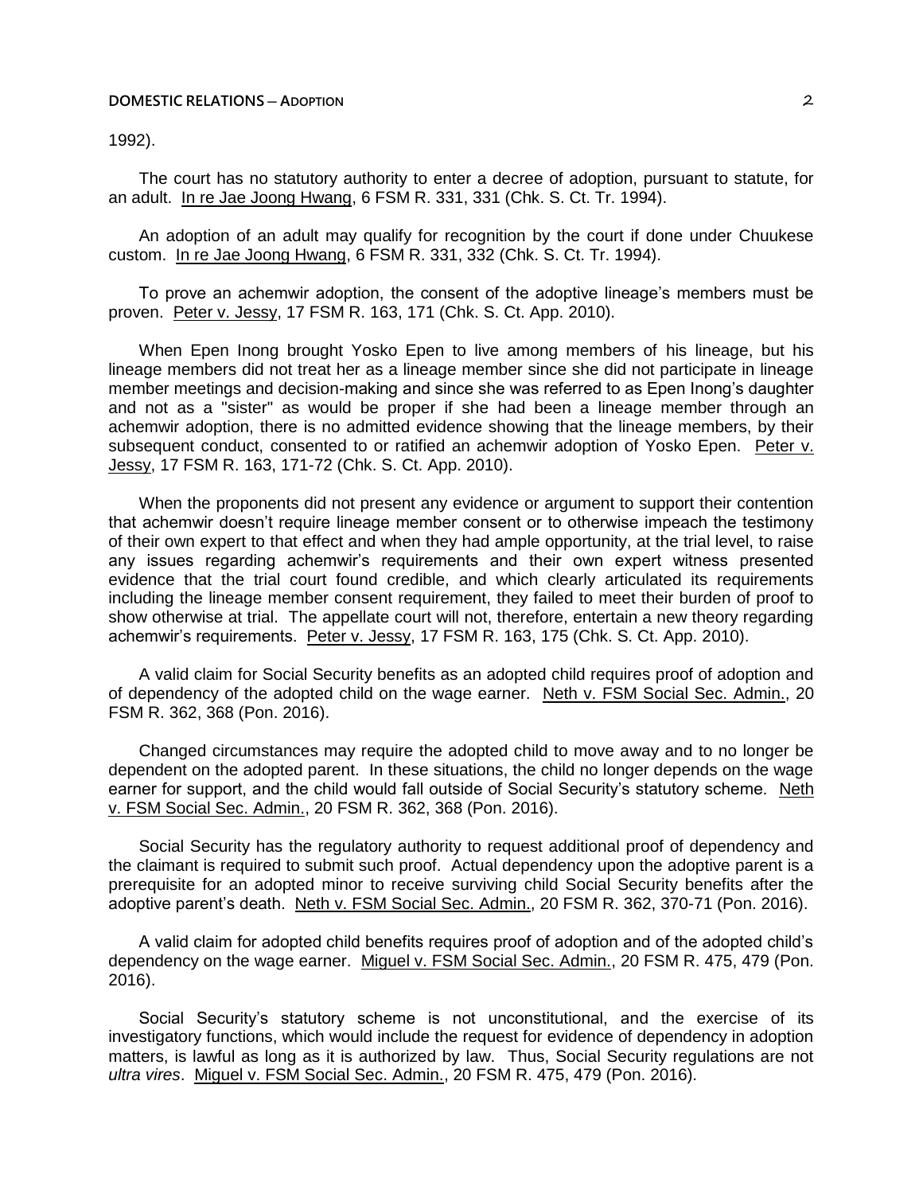1992).

The court has no statutory authority to enter a decree of adoption, pursuant to statute, for an adult. In re Jae Joong Hwang, 6 FSM R. 331, 331 (Chk. S. Ct. Tr. 1994).

An adoption of an adult may qualify for recognition by the court if done under Chuukese custom. In re Jae Joong Hwang, 6 FSM R. 331, 332 (Chk. S. Ct. Tr. 1994).

To prove an achemwir adoption, the consent of the adoptive lineage's members must be proven. Peter v. Jessy, 17 FSM R. 163, 171 (Chk. S. Ct. App. 2010).

When Epen Inong brought Yosko Epen to live among members of his lineage, but his lineage members did not treat her as a lineage member since she did not participate in lineage member meetings and decision-making and since she was referred to as Epen Inong's daughter and not as a "sister" as would be proper if she had been a lineage member through an achemwir adoption, there is no admitted evidence showing that the lineage members, by their subsequent conduct, consented to or ratified an achemwir adoption of Yosko Epen. Peter v. Jessy, 17 FSM R. 163, 171-72 (Chk. S. Ct. App. 2010).

When the proponents did not present any evidence or argument to support their contention that achemwir doesn't require lineage member consent or to otherwise impeach the testimony of their own expert to that effect and when they had ample opportunity, at the trial level, to raise any issues regarding achemwir's requirements and their own expert witness presented evidence that the trial court found credible, and which clearly articulated its requirements including the lineage member consent requirement, they failed to meet their burden of proof to show otherwise at trial. The appellate court will not, therefore, entertain a new theory regarding achemwir's requirements. Peter v. Jessy, 17 FSM R. 163, 175 (Chk. S. Ct. App. 2010).

A valid claim for Social Security benefits as an adopted child requires proof of adoption and of dependency of the adopted child on the wage earner. Neth v. FSM Social Sec. Admin., 20 FSM R. 362, 368 (Pon. 2016).

Changed circumstances may require the adopted child to move away and to no longer be dependent on the adopted parent. In these situations, the child no longer depends on the wage earner for support, and the child would fall outside of Social Security's statutory scheme. Neth v. FSM Social Sec. Admin., 20 FSM R. 362, 368 (Pon. 2016).

Social Security has the regulatory authority to request additional proof of dependency and the claimant is required to submit such proof. Actual dependency upon the adoptive parent is a prerequisite for an adopted minor to receive surviving child Social Security benefits after the adoptive parent's death. Neth v. FSM Social Sec. Admin., 20 FSM R. 362, 370-71 (Pon. 2016).

A valid claim for adopted child benefits requires proof of adoption and of the adopted child's dependency on the wage earner. Miguel v. FSM Social Sec. Admin., 20 FSM R. 475, 479 (Pon. 2016).

Social Security's statutory scheme is not unconstitutional, and the exercise of its investigatory functions, which would include the request for evidence of dependency in adoption matters, is lawful as long as it is authorized by law. Thus, Social Security regulations are not *ultra vires*. Miguel v. FSM Social Sec. Admin., 20 FSM R. 475, 479 (Pon. 2016).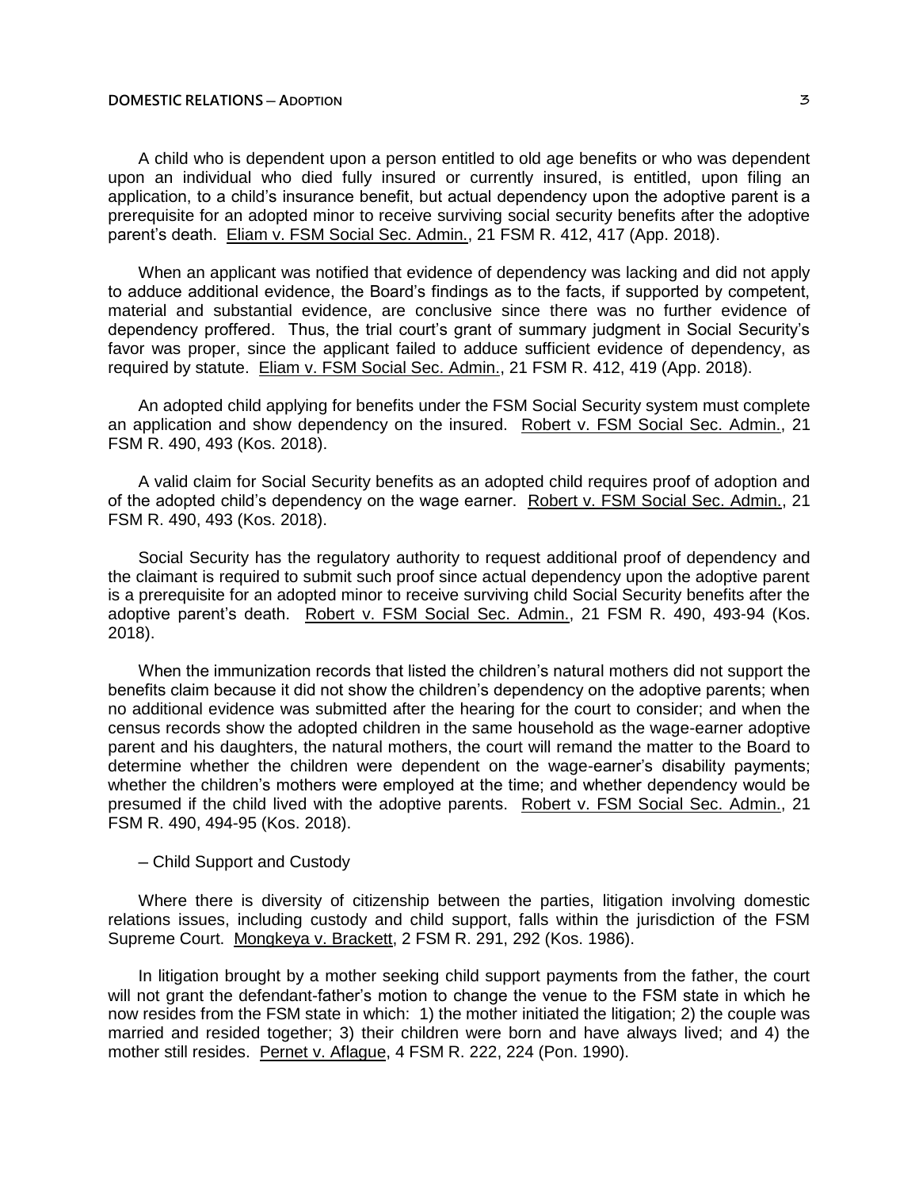A child who is dependent upon a person entitled to old age benefits or who was dependent upon an individual who died fully insured or currently insured, is entitled, upon filing an application, to a child's insurance benefit, but actual dependency upon the adoptive parent is a prerequisite for an adopted minor to receive surviving social security benefits after the adoptive parent's death. Eliam v. FSM Social Sec. Admin., 21 FSM R. 412, 417 (App. 2018).

When an applicant was notified that evidence of dependency was lacking and did not apply to adduce additional evidence, the Board's findings as to the facts, if supported by competent, material and substantial evidence, are conclusive since there was no further evidence of dependency proffered. Thus, the trial court's grant of summary judgment in Social Security's favor was proper, since the applicant failed to adduce sufficient evidence of dependency, as required by statute. Eliam v. FSM Social Sec. Admin., 21 FSM R. 412, 419 (App. 2018).

An adopted child applying for benefits under the FSM Social Security system must complete an application and show dependency on the insured. Robert v. FSM Social Sec. Admin., 21 FSM R. 490, 493 (Kos. 2018).

A valid claim for Social Security benefits as an adopted child requires proof of adoption and of the adopted child's dependency on the wage earner. Robert v. FSM Social Sec. Admin., 21 FSM R. 490, 493 (Kos. 2018).

Social Security has the regulatory authority to request additional proof of dependency and the claimant is required to submit such proof since actual dependency upon the adoptive parent is a prerequisite for an adopted minor to receive surviving child Social Security benefits after the adoptive parent's death. Robert v. FSM Social Sec. Admin., 21 FSM R. 490, 493-94 (Kos. 2018).

When the immunization records that listed the children's natural mothers did not support the benefits claim because it did not show the children's dependency on the adoptive parents; when no additional evidence was submitted after the hearing for the court to consider; and when the census records show the adopted children in the same household as the wage-earner adoptive parent and his daughters, the natural mothers, the court will remand the matter to the Board to determine whether the children were dependent on the wage-earner's disability payments; whether the children's mothers were employed at the time; and whether dependency would be presumed if the child lived with the adoptive parents. Robert v. FSM Social Sec. Admin., 21 FSM R. 490, 494-95 (Kos. 2018).

– Child Support and Custody

Where there is diversity of citizenship between the parties, litigation involving domestic relations issues, including custody and child support, falls within the jurisdiction of the FSM Supreme Court. Mongkeya v. Brackett, 2 FSM R. 291, 292 (Kos. 1986).

In litigation brought by a mother seeking child support payments from the father, the court will not grant the defendant-father's motion to change the venue to the FSM state in which he now resides from the FSM state in which: 1) the mother initiated the litigation; 2) the couple was married and resided together; 3) their children were born and have always lived; and 4) the mother still resides. Pernet v. Aflague, 4 FSM R. 222, 224 (Pon. 1990).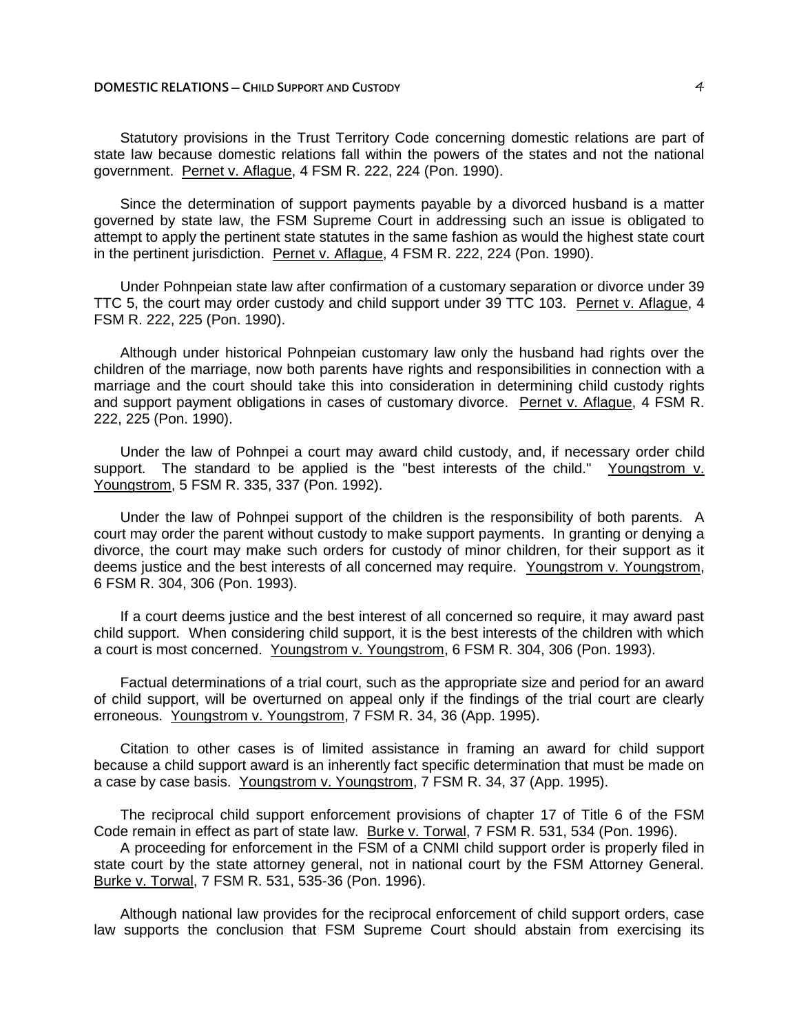Statutory provisions in the Trust Territory Code concerning domestic relations are part of state law because domestic relations fall within the powers of the states and not the national government. Pernet v. Aflague, 4 FSM R. 222, 224 (Pon. 1990).

Since the determination of support payments payable by a divorced husband is a matter governed by state law, the FSM Supreme Court in addressing such an issue is obligated to attempt to apply the pertinent state statutes in the same fashion as would the highest state court in the pertinent jurisdiction. Pernet v. Aflague, 4 FSM R. 222, 224 (Pon. 1990).

Under Pohnpeian state law after confirmation of a customary separation or divorce under 39 TTC 5, the court may order custody and child support under 39 TTC 103. Pernet v. Aflague, 4 FSM R. 222, 225 (Pon. 1990).

Although under historical Pohnpeian customary law only the husband had rights over the children of the marriage, now both parents have rights and responsibilities in connection with a marriage and the court should take this into consideration in determining child custody rights and support payment obligations in cases of customary divorce. Pernet v. Aflague, 4 FSM R. 222, 225 (Pon. 1990).

Under the law of Pohnpei a court may award child custody, and, if necessary order child support. The standard to be applied is the "best interests of the child." Youngstrom v. Youngstrom, 5 FSM R. 335, 337 (Pon. 1992).

Under the law of Pohnpei support of the children is the responsibility of both parents. A court may order the parent without custody to make support payments. In granting or denying a divorce, the court may make such orders for custody of minor children, for their support as it deems justice and the best interests of all concerned may require. Youngstrom v. Youngstrom, 6 FSM R. 304, 306 (Pon. 1993).

If a court deems justice and the best interest of all concerned so require, it may award past child support. When considering child support, it is the best interests of the children with which a court is most concerned. Youngstrom v. Youngstrom, 6 FSM R. 304, 306 (Pon. 1993).

Factual determinations of a trial court, such as the appropriate size and period for an award of child support, will be overturned on appeal only if the findings of the trial court are clearly erroneous. Youngstrom v. Youngstrom, 7 FSM R. 34, 36 (App. 1995).

Citation to other cases is of limited assistance in framing an award for child support because a child support award is an inherently fact specific determination that must be made on a case by case basis. Youngstrom v. Youngstrom, 7 FSM R. 34, 37 (App. 1995).

The reciprocal child support enforcement provisions of chapter 17 of Title 6 of the FSM Code remain in effect as part of state law. Burke v. Torwal, 7 FSM R. 531, 534 (Pon. 1996).

A proceeding for enforcement in the FSM of a CNMI child support order is properly filed in state court by the state attorney general, not in national court by the FSM Attorney General. Burke v. Torwal, 7 FSM R. 531, 535-36 (Pon. 1996).

Although national law provides for the reciprocal enforcement of child support orders, case law supports the conclusion that FSM Supreme Court should abstain from exercising its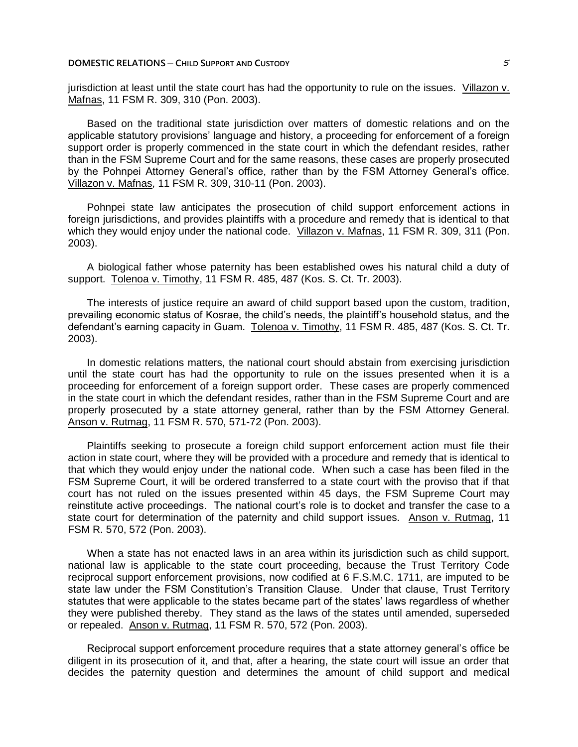jurisdiction at least until the state court has had the opportunity to rule on the issues. Villazon v. Mafnas, 11 FSM R. 309, 310 (Pon. 2003).

Based on the traditional state jurisdiction over matters of domestic relations and on the applicable statutory provisions' language and history, a proceeding for enforcement of a foreign support order is properly commenced in the state court in which the defendant resides, rather than in the FSM Supreme Court and for the same reasons, these cases are properly prosecuted by the Pohnpei Attorney General's office, rather than by the FSM Attorney General's office. Villazon v. Mafnas, 11 FSM R. 309, 310-11 (Pon. 2003).

Pohnpei state law anticipates the prosecution of child support enforcement actions in foreign jurisdictions, and provides plaintiffs with a procedure and remedy that is identical to that which they would enjoy under the national code. Villazon v. Mafnas, 11 FSM R. 309, 311 (Pon. 2003).

A biological father whose paternity has been established owes his natural child a duty of support. Tolenoa v. Timothy, 11 FSM R. 485, 487 (Kos. S. Ct. Tr. 2003).

The interests of justice require an award of child support based upon the custom, tradition, prevailing economic status of Kosrae, the child's needs, the plaintiff's household status, and the defendant's earning capacity in Guam. Tolenoa v. Timothy, 11 FSM R. 485, 487 (Kos. S. Ct. Tr. 2003).

In domestic relations matters, the national court should abstain from exercising jurisdiction until the state court has had the opportunity to rule on the issues presented when it is a proceeding for enforcement of a foreign support order. These cases are properly commenced in the state court in which the defendant resides, rather than in the FSM Supreme Court and are properly prosecuted by a state attorney general, rather than by the FSM Attorney General. Anson v. Rutmag, 11 FSM R. 570, 571-72 (Pon. 2003).

Plaintiffs seeking to prosecute a foreign child support enforcement action must file their action in state court, where they will be provided with a procedure and remedy that is identical to that which they would enjoy under the national code. When such a case has been filed in the FSM Supreme Court, it will be ordered transferred to a state court with the proviso that if that court has not ruled on the issues presented within 45 days, the FSM Supreme Court may reinstitute active proceedings. The national court's role is to docket and transfer the case to a state court for determination of the paternity and child support issues. Anson v. Rutmag, 11 FSM R. 570, 572 (Pon. 2003).

When a state has not enacted laws in an area within its jurisdiction such as child support, national law is applicable to the state court proceeding, because the Trust Territory Code reciprocal support enforcement provisions, now codified at 6 F.S.M.C. 1711, are imputed to be state law under the FSM Constitution's Transition Clause. Under that clause, Trust Territory statutes that were applicable to the states became part of the states' laws regardless of whether they were published thereby. They stand as the laws of the states until amended, superseded or repealed. Anson v. Rutmag, 11 FSM R. 570, 572 (Pon. 2003).

Reciprocal support enforcement procedure requires that a state attorney general's office be diligent in its prosecution of it, and that, after a hearing, the state court will issue an order that decides the paternity question and determines the amount of child support and medical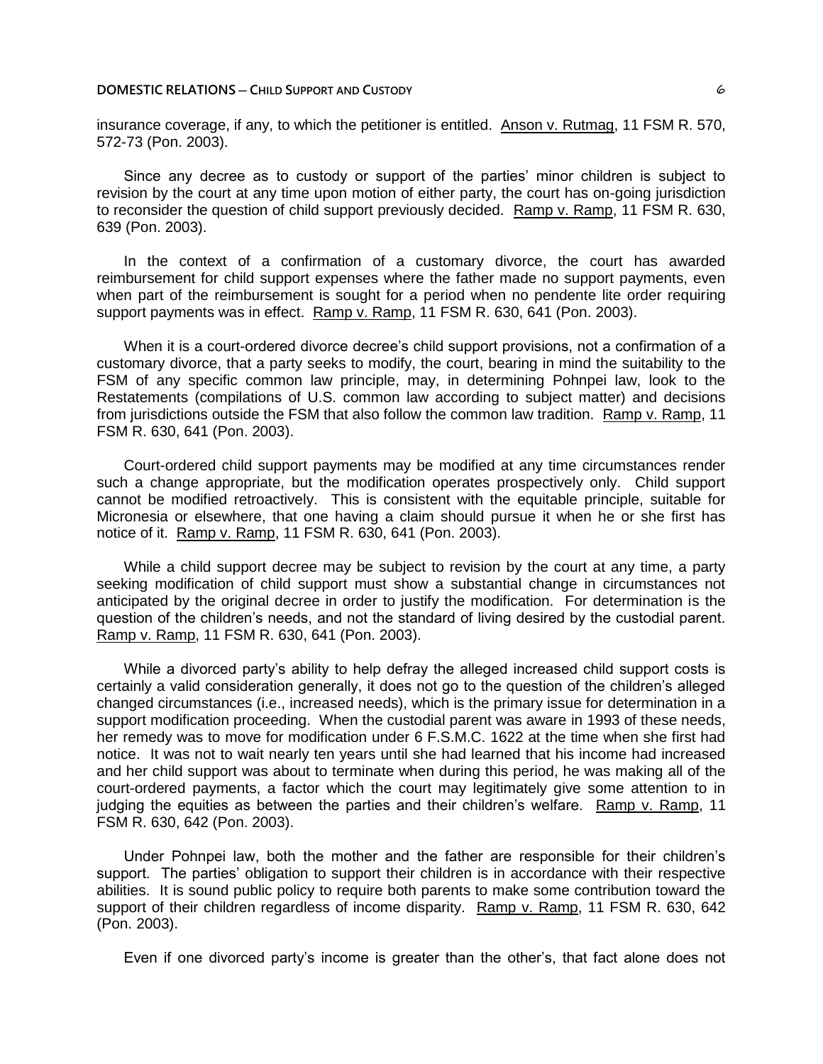insurance coverage, if any, to which the petitioner is entitled. Anson v. Rutmag, 11 FSM R. 570, 572-73 (Pon. 2003).

Since any decree as to custody or support of the parties' minor children is subject to revision by the court at any time upon motion of either party, the court has on-going jurisdiction to reconsider the question of child support previously decided. Ramp v. Ramp, 11 FSM R. 630, 639 (Pon. 2003).

In the context of a confirmation of a customary divorce, the court has awarded reimbursement for child support expenses where the father made no support payments, even when part of the reimbursement is sought for a period when no pendente lite order requiring support payments was in effect. Ramp v. Ramp, 11 FSM R. 630, 641 (Pon. 2003).

When it is a court-ordered divorce decree's child support provisions, not a confirmation of a customary divorce, that a party seeks to modify, the court, bearing in mind the suitability to the FSM of any specific common law principle, may, in determining Pohnpei law, look to the Restatements (compilations of U.S. common law according to subject matter) and decisions from jurisdictions outside the FSM that also follow the common law tradition. Ramp v. Ramp, 11 FSM R. 630, 641 (Pon. 2003).

Court-ordered child support payments may be modified at any time circumstances render such a change appropriate, but the modification operates prospectively only. Child support cannot be modified retroactively. This is consistent with the equitable principle, suitable for Micronesia or elsewhere, that one having a claim should pursue it when he or she first has notice of it. Ramp v. Ramp, 11 FSM R. 630, 641 (Pon. 2003).

While a child support decree may be subject to revision by the court at any time, a party seeking modification of child support must show a substantial change in circumstances not anticipated by the original decree in order to justify the modification. For determination is the question of the children's needs, and not the standard of living desired by the custodial parent. Ramp v. Ramp, 11 FSM R. 630, 641 (Pon. 2003).

While a divorced party's ability to help defray the alleged increased child support costs is certainly a valid consideration generally, it does not go to the question of the children's alleged changed circumstances (i.e., increased needs), which is the primary issue for determination in a support modification proceeding. When the custodial parent was aware in 1993 of these needs, her remedy was to move for modification under 6 F.S.M.C. 1622 at the time when she first had notice. It was not to wait nearly ten years until she had learned that his income had increased and her child support was about to terminate when during this period, he was making all of the court-ordered payments, a factor which the court may legitimately give some attention to in judging the equities as between the parties and their children's welfare. Ramp v. Ramp, 11 FSM R. 630, 642 (Pon. 2003).

Under Pohnpei law, both the mother and the father are responsible for their children's support. The parties' obligation to support their children is in accordance with their respective abilities. It is sound public policy to require both parents to make some contribution toward the support of their children regardless of income disparity. Ramp v. Ramp, 11 FSM R. 630, 642 (Pon. 2003).

Even if one divorced party's income is greater than the other's, that fact alone does not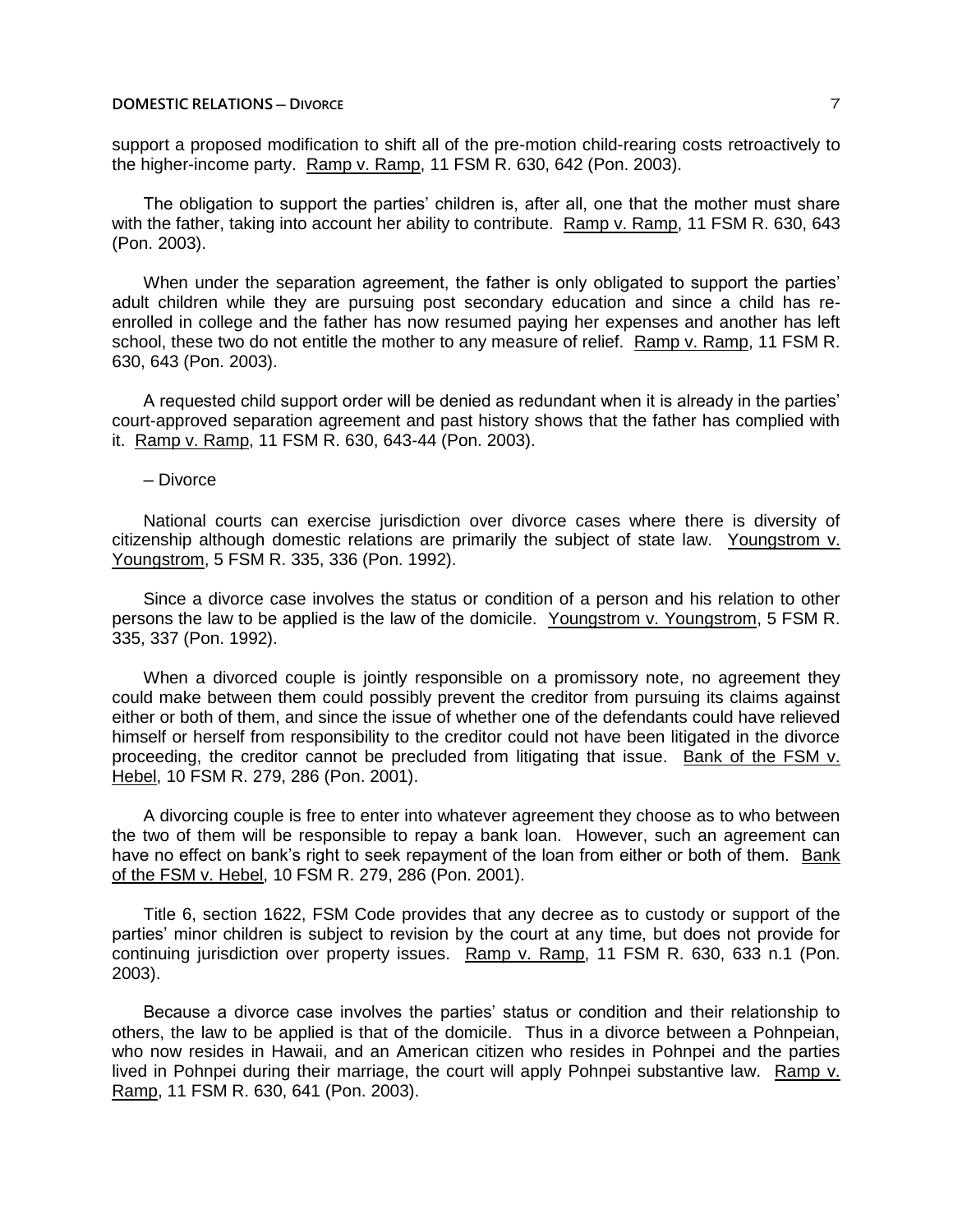support a proposed modification to shift all of the pre-motion child-rearing costs retroactively to the higher-income party. Ramp v. Ramp, 11 FSM R. 630, 642 (Pon. 2003).

The obligation to support the parties' children is, after all, one that the mother must share with the father, taking into account her ability to contribute. Ramp v. Ramp, 11 FSM R. 630, 643 (Pon. 2003).

When under the separation agreement, the father is only obligated to support the parties' adult children while they are pursuing post secondary education and since a child has re-enrolled in college and the father has now resumed paying her expenses and another has left school, these two do not entitle the mother to any measure of relief. Ramp v. Ramp, 11 FSM R. 630, 643 (Pon. 2003).

A requested child support order will be denied as redundant when it is already in the parties' court-approved separation agreement and past history shows that the father has complied with it. Ramp v. Ramp, 11 FSM R. 630, 643-44 (Pon. 2003).

### – Divorce

National courts can exercise jurisdiction over divorce cases where there is diversity of citizenship although domestic relations are primarily the subject of state law. Youngstrom v. Youngstrom, 5 FSM R. 335, 336 (Pon. 1992).

Since a divorce case involves the status or condition of a person and his relation to other persons the law to be applied is the law of the domicile. Youngstrom v. Youngstrom, 5 FSM R. 335, 337 (Pon. 1992).

When a divorced couple is jointly responsible on a promissory note, no agreement they could make between them could possibly prevent the creditor from pursuing its claims against either or both of them, and since the issue of whether one of the defendants could have relieved himself or herself from responsibility to the creditor could not have been litigated in the divorce proceeding, the creditor cannot be precluded from litigating that issue. Bank of the FSM v. Hebel, 10 FSM R. 279, 286 (Pon. 2001).

A divorcing couple is free to enter into whatever agreement they choose as to who between the two of them will be responsible to repay a bank loan. However, such an agreement can have no effect on bank's right to seek repayment of the loan from either or both of them. Bank of the FSM v. Hebel, 10 FSM R. 279, 286 (Pon. 2001).

Title 6, section 1622, FSM Code provides that any decree as to custody or support of the parties' minor children is subject to revision by the court at any time, but does not provide for continuing jurisdiction over property issues. Ramp v. Ramp, 11 FSM R. 630, 633 n.1 (Pon. 2003).

Because a divorce case involves the parties' status or condition and their relationship to others, the law to be applied is that of the domicile. Thus in a divorce between a Pohnpeian, who now resides in Hawaii, and an American citizen who resides in Pohnpei and the parties lived in Pohnpei during their marriage, the court will apply Pohnpei substantive law. Ramp v. Ramp, 11 FSM R. 630, 641 (Pon. 2003).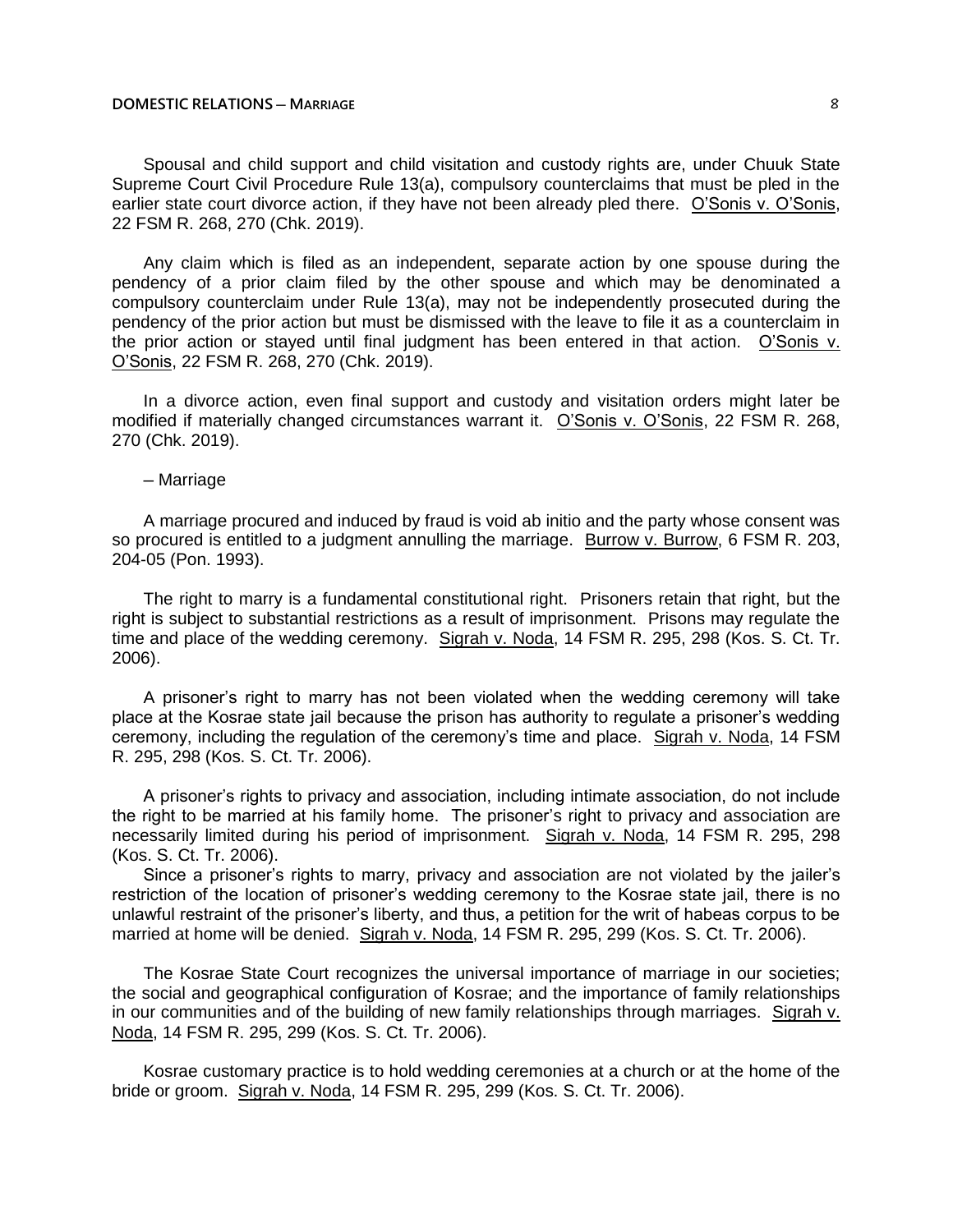Spousal and child support and child visitation and custody rights are, under Chuuk State Supreme Court Civil Procedure Rule 13(a), compulsory counterclaims that must be pled in the earlier state court divorce action, if they have not been already pled there. O'Sonis v. O'Sonis, 22 FSM R. 268, 270 (Chk. 2019).

Any claim which is filed as an independent, separate action by one spouse during the pendency of a prior claim filed by the other spouse and which may be denominated a compulsory counterclaim under Rule 13(a), may not be independently prosecuted during the pendency of the prior action but must be dismissed with the leave to file it as a counterclaim in the prior action or stayed until final judgment has been entered in that action. O'Sonis v. O'Sonis, 22 FSM R. 268, 270 (Chk. 2019).

In a divorce action, even final support and custody and visitation orders might later be modified if materially changed circumstances warrant it. O'Sonis v. O'Sonis, 22 FSM R. 268, 270 (Chk. 2019).

– Marriage

A marriage procured and induced by fraud is void ab initio and the party whose consent was so procured is entitled to a judgment annulling the marriage. Burrow v. Burrow, 6 FSM R. 203, 204-05 (Pon. 1993).

The right to marry is a fundamental constitutional right. Prisoners retain that right, but the right is subject to substantial restrictions as a result of imprisonment. Prisons may regulate the time and place of the wedding ceremony. Sigrah v. Noda, 14 FSM R. 295, 298 (Kos. S. Ct. Tr. 2006).

A prisoner's right to marry has not been violated when the wedding ceremony will take place at the Kosrae state jail because the prison has authority to regulate a prisoner's wedding ceremony, including the regulation of the ceremony's time and place. Sigrah v. Noda, 14 FSM R. 295, 298 (Kos. S. Ct. Tr. 2006).

A prisoner's rights to privacy and association, including intimate association, do not include the right to be married at his family home. The prisoner's right to privacy and association are necessarily limited during his period of imprisonment. Sigrah v. Noda, 14 FSM R. 295, 298 (Kos. S. Ct. Tr. 2006).

Since a prisoner's rights to marry, privacy and association are not violated by the jailer's restriction of the location of prisoner's wedding ceremony to the Kosrae state jail, there is no unlawful restraint of the prisoner's liberty, and thus, a petition for the writ of habeas corpus to be married at home will be denied. Sigrah v. Noda, 14 FSM R. 295, 299 (Kos. S. Ct. Tr. 2006).

The Kosrae State Court recognizes the universal importance of marriage in our societies; the social and geographical configuration of Kosrae; and the importance of family relationships in our communities and of the building of new family relationships through marriages. Sigrah v. Noda, 14 FSM R. 295, 299 (Kos. S. Ct. Tr. 2006).

Kosrae customary practice is to hold wedding ceremonies at a church or at the home of the bride or groom. Sigrah v. Noda, 14 FSM R. 295, 299 (Kos. S. Ct. Tr. 2006).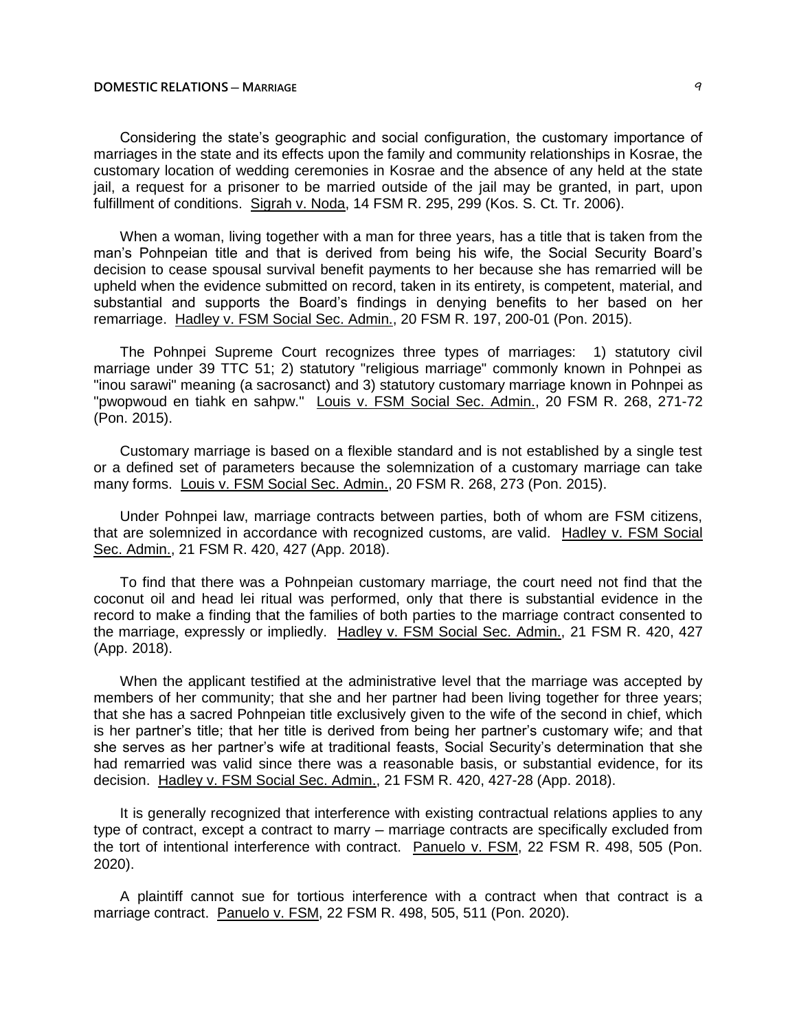Considering the state's geographic and social configuration, the customary importance of marriages in the state and its effects upon the family and community relationships in Kosrae, the customary location of wedding ceremonies in Kosrae and the absence of any held at the state jail, a request for a prisoner to be married outside of the jail may be granted, in part, upon fulfillment of conditions. Sigrah v. Noda, 14 FSM R. 295, 299 (Kos. S. Ct. Tr. 2006).

When a woman, living together with a man for three years, has a title that is taken from the man's Pohnpeian title and that is derived from being his wife, the Social Security Board's decision to cease spousal survival benefit payments to her because she has remarried will be upheld when the evidence submitted on record, taken in its entirety, is competent, material, and substantial and supports the Board's findings in denying benefits to her based on her remarriage. Hadley v. FSM Social Sec. Admin., 20 FSM R. 197, 200-01 (Pon. 2015).

The Pohnpei Supreme Court recognizes three types of marriages: 1) statutory civil marriage under 39 TTC 51; 2) statutory "religious marriage" commonly known in Pohnpei as "inou sarawi" meaning (a sacrosanct) and 3) statutory customary marriage known in Pohnpei as "pwopwoud en tiahk en sahpw." Louis v. FSM Social Sec. Admin., 20 FSM R. 268, 271-72 (Pon. 2015).

Customary marriage is based on a flexible standard and is not established by a single test or a defined set of parameters because the solemnization of a customary marriage can take many forms. Louis v. FSM Social Sec. Admin., 20 FSM R. 268, 273 (Pon. 2015).

Under Pohnpei law, marriage contracts between parties, both of whom are FSM citizens, that are solemnized in accordance with recognized customs, are valid. Hadley v. FSM Social Sec. Admin., 21 FSM R. 420, 427 (App. 2018).

To find that there was a Pohnpeian customary marriage, the court need not find that the coconut oil and head lei ritual was performed, only that there is substantial evidence in the record to make a finding that the families of both parties to the marriage contract consented to the marriage, expressly or impliedly. Hadley v. FSM Social Sec. Admin., 21 FSM R. 420, 427 (App. 2018).

When the applicant testified at the administrative level that the marriage was accepted by members of her community; that she and her partner had been living together for three years; that she has a sacred Pohnpeian title exclusively given to the wife of the second in chief, which is her partner's title; that her title is derived from being her partner's customary wife; and that she serves as her partner's wife at traditional feasts, Social Security's determination that she had remarried was valid since there was a reasonable basis, or substantial evidence, for its decision. Hadley v. FSM Social Sec. Admin., 21 FSM R. 420, 427-28 (App. 2018).

It is generally recognized that interference with existing contractual relations applies to any type of contract, except a contract to marry – marriage contracts are specifically excluded from the tort of intentional interference with contract. Panuelo v. FSM, 22 FSM R. 498, 505 (Pon. 2020).

A plaintiff cannot sue for tortious interference with a contract when that contract is a marriage contract. Panuelo v. FSM, 22 FSM R. 498, 505, 511 (Pon. 2020).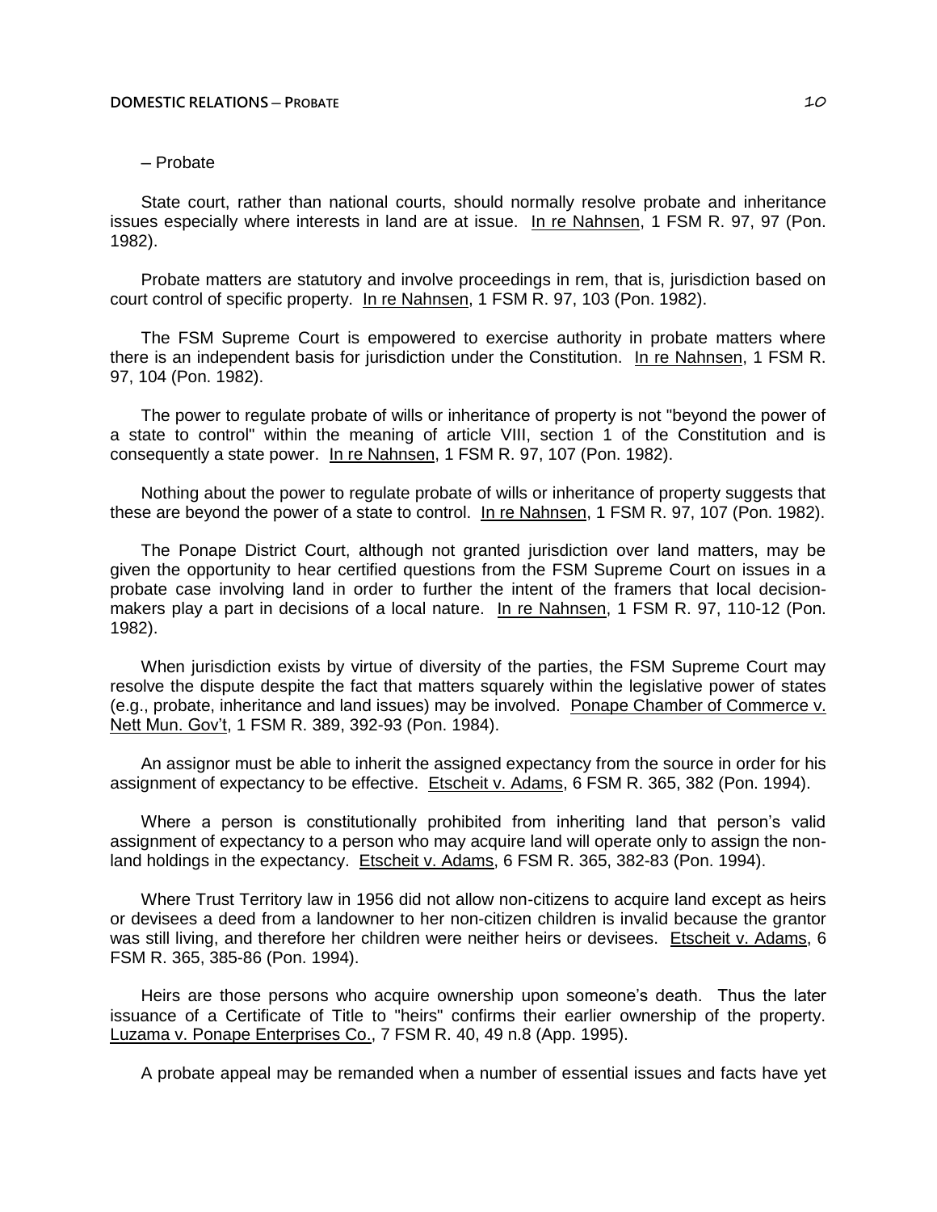– Probate

State court, rather than national courts, should normally resolve probate and inheritance issues especially where interests in land are at issue. In re Nahnsen, 1 FSM R. 97, 97 (Pon. 1982).

Probate matters are statutory and involve proceedings in rem, that is, jurisdiction based on court control of specific property. In re Nahnsen, 1 FSM R. 97, 103 (Pon. 1982).

The FSM Supreme Court is empowered to exercise authority in probate matters where there is an independent basis for jurisdiction under the Constitution. In re Nahnsen, 1 FSM R. 97, 104 (Pon. 1982).

The power to regulate probate of wills or inheritance of property is not "beyond the power of a state to control" within the meaning of article VIII, section 1 of the Constitution and is consequently a state power. In re Nahnsen, 1 FSM R. 97, 107 (Pon. 1982).

Nothing about the power to regulate probate of wills or inheritance of property suggests that these are beyond the power of a state to control. In re Nahnsen, 1 FSM R. 97, 107 (Pon. 1982).

The Ponape District Court, although not granted jurisdiction over land matters, may be given the opportunity to hear certified questions from the FSM Supreme Court on issues in a probate case involving land in order to further the intent of the framers that local decision-makers play a part in decisions of a local nature. In re Nahnsen, 1 FSM R. 97, 110-12 (Pon. 1982).

When jurisdiction exists by virtue of diversity of the parties, the FSM Supreme Court may resolve the dispute despite the fact that matters squarely within the legislative power of states (e.g., probate, inheritance and land issues) may be involved. Ponape Chamber of Commerce v. Nett Mun. Gov't, 1 FSM R. 389, 392-93 (Pon. 1984).

An assignor must be able to inherit the assigned expectancy from the source in order for his assignment of expectancy to be effective. Etscheit v. Adams, 6 FSM R. 365, 382 (Pon. 1994).

Where a person is constitutionally prohibited from inheriting land that person's valid assignment of expectancy to a person who may acquire land will operate only to assign the non-land holdings in the expectancy. Etscheit v. Adams, 6 FSM R. 365, 382-83 (Pon. 1994).

Where Trust Territory law in 1956 did not allow non-citizens to acquire land except as heirs or devisees a deed from a landowner to her non-citizen children is invalid because the grantor was still living, and therefore her children were neither heirs or devisees. Etscheit v. Adams, 6 FSM R. 365, 385-86 (Pon. 1994).

Heirs are those persons who acquire ownership upon someone's death. Thus the later issuance of a Certificate of Title to "heirs" confirms their earlier ownership of the property. Luzama v. Ponape Enterprises Co., 7 FSM R. 40, 49 n.8 (App. 1995).

A probate appeal may be remanded when a number of essential issues and facts have yet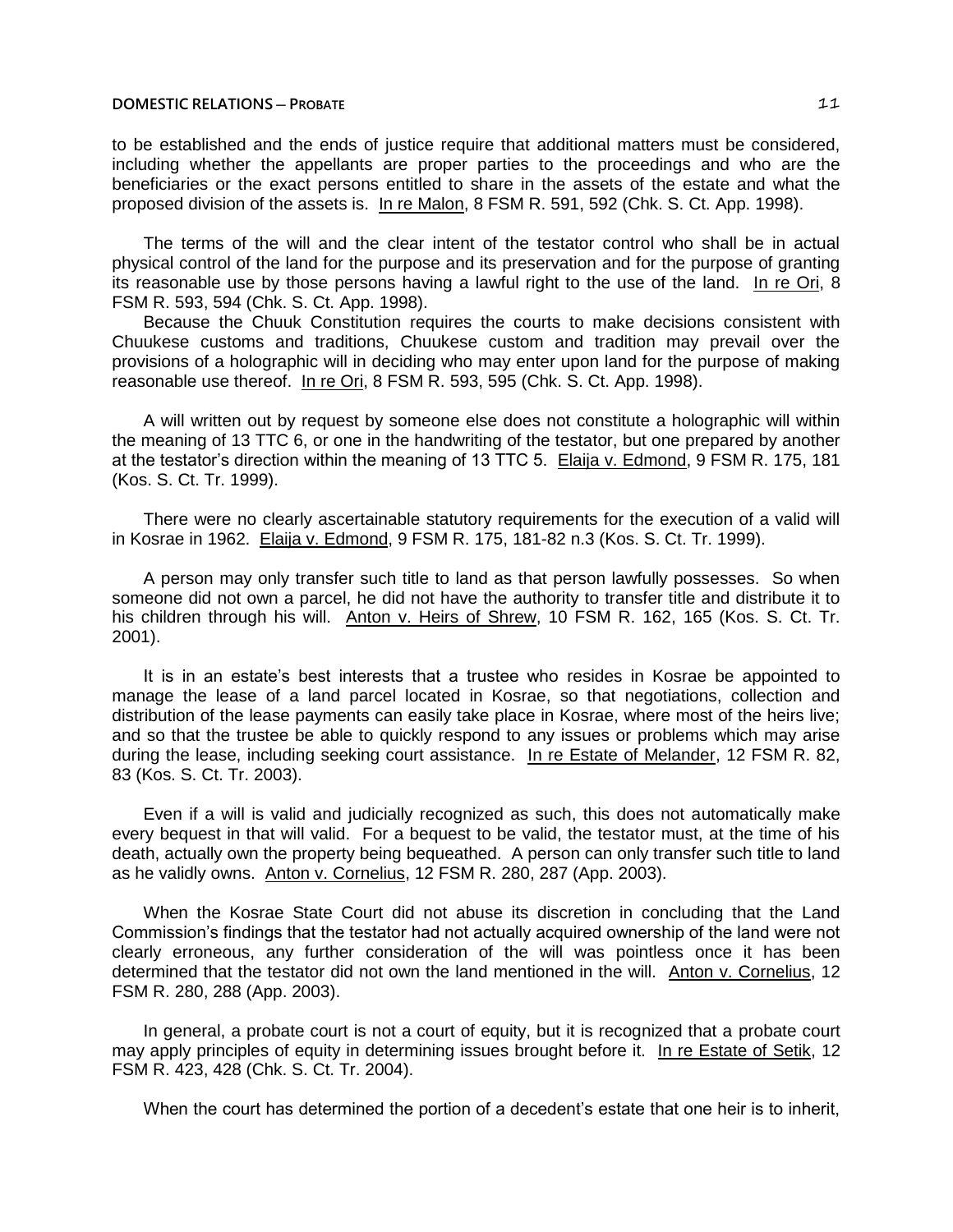to be established and the ends of justice require that additional matters must be considered, including whether the appellants are proper parties to the proceedings and who are the beneficiaries or the exact persons entitled to share in the assets of the estate and what the proposed division of the assets is. In re Malon, 8 FSM R. 591, 592 (Chk. S. Ct. App. 1998).

The terms of the will and the clear intent of the testator control who shall be in actual physical control of the land for the purpose and its preservation and for the purpose of granting its reasonable use by those persons having a lawful right to the use of the land. In re Ori, 8 FSM R. 593, 594 (Chk. S. Ct. App. 1998).

Because the Chuuk Constitution requires the courts to make decisions consistent with Chuukese customs and traditions, Chuukese custom and tradition may prevail over the provisions of a holographic will in deciding who may enter upon land for the purpose of making reasonable use thereof. In re Ori, 8 FSM R. 593, 595 (Chk. S. Ct. App. 1998).

A will written out by request by someone else does not constitute a holographic will within the meaning of 13 TTC 6, or one in the handwriting of the testator, but one prepared by another at the testator's direction within the meaning of 13 TTC 5. Elaija v. Edmond, 9 FSM R. 175, 181 (Kos. S. Ct. Tr. 1999).

There were no clearly ascertainable statutory requirements for the execution of a valid will in Kosrae in 1962. Elaija v. Edmond, 9 FSM R. 175, 181-82 n.3 (Kos. S. Ct. Tr. 1999).

A person may only transfer such title to land as that person lawfully possesses. So when someone did not own a parcel, he did not have the authority to transfer title and distribute it to his children through his will. Anton v. Heirs of Shrew, 10 FSM R. 162, 165 (Kos. S. Ct. Tr. 2001).

It is in an estate's best interests that a trustee who resides in Kosrae be appointed to manage the lease of a land parcel located in Kosrae, so that negotiations, collection and distribution of the lease payments can easily take place in Kosrae, where most of the heirs live; and so that the trustee be able to quickly respond to any issues or problems which may arise during the lease, including seeking court assistance. In re Estate of Melander, 12 FSM R. 82, 83 (Kos. S. Ct. Tr. 2003).

Even if a will is valid and judicially recognized as such, this does not automatically make every bequest in that will valid. For a bequest to be valid, the testator must, at the time of his death, actually own the property being bequeathed. A person can only transfer such title to land as he validly owns. Anton v. Cornelius, 12 FSM R. 280, 287 (App. 2003).

When the Kosrae State Court did not abuse its discretion in concluding that the Land Commission's findings that the testator had not actually acquired ownership of the land were not clearly erroneous, any further consideration of the will was pointless once it has been determined that the testator did not own the land mentioned in the will. Anton v. Cornelius, 12 FSM R. 280, 288 (App. 2003).

In general, a probate court is not a court of equity, but it is recognized that a probate court may apply principles of equity in determining issues brought before it. In re Estate of Setik, 12 FSM R. 423, 428 (Chk. S. Ct. Tr. 2004).

When the court has determined the portion of a decedent's estate that one heir is to inherit,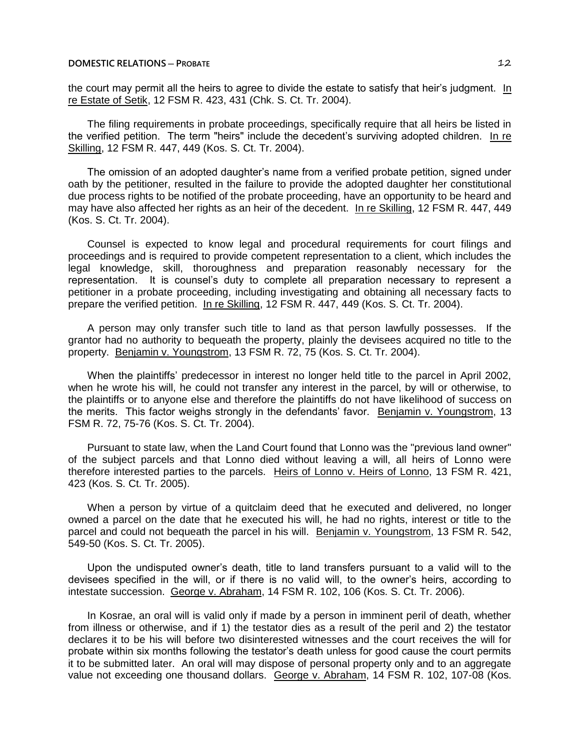the court may permit all the heirs to agree to divide the estate to satisfy that heir's judgment. In re Estate of Setik, 12 FSM R. 423, 431 (Chk. S. Ct. Tr. 2004).

The filing requirements in probate proceedings, specifically require that all heirs be listed in the verified petition. The term "heirs" include the decedent's surviving adopted children. In re Skilling, 12 FSM R. 447, 449 (Kos. S. Ct. Tr. 2004).

The omission of an adopted daughter's name from a verified probate petition, signed under oath by the petitioner, resulted in the failure to provide the adopted daughter her constitutional due process rights to be notified of the probate proceeding, have an opportunity to be heard and may have also affected her rights as an heir of the decedent. In re Skilling, 12 FSM R. 447, 449 (Kos. S. Ct. Tr. 2004).

Counsel is expected to know legal and procedural requirements for court filings and proceedings and is required to provide competent representation to a client, which includes the legal knowledge, skill, thoroughness and preparation reasonably necessary for the representation. It is counsel's duty to complete all preparation necessary to represent a petitioner in a probate proceeding, including investigating and obtaining all necessary facts to prepare the verified petition. In re Skilling, 12 FSM R. 447, 449 (Kos. S. Ct. Tr. 2004).

A person may only transfer such title to land as that person lawfully possesses. If the grantor had no authority to bequeath the property, plainly the devisees acquired no title to the property. Benjamin v. Youngstrom, 13 FSM R. 72, 75 (Kos. S. Ct. Tr. 2004).

When the plaintiffs' predecessor in interest no longer held title to the parcel in April 2002, when he wrote his will, he could not transfer any interest in the parcel, by will or otherwise, to the plaintiffs or to anyone else and therefore the plaintiffs do not have likelihood of success on the merits. This factor weighs strongly in the defendants' favor. Benjamin v. Youngstrom, 13 FSM R. 72, 75-76 (Kos. S. Ct. Tr. 2004).

Pursuant to state law, when the Land Court found that Lonno was the "previous land owner" of the subject parcels and that Lonno died without leaving a will, all heirs of Lonno were therefore interested parties to the parcels. Heirs of Lonno v. Heirs of Lonno, 13 FSM R. 421, 423 (Kos. S. Ct. Tr. 2005).

When a person by virtue of a quitclaim deed that he executed and delivered, no longer owned a parcel on the date that he executed his will, he had no rights, interest or title to the parcel and could not bequeath the parcel in his will. Benjamin v. Youngstrom, 13 FSM R. 542, 549-50 (Kos. S. Ct. Tr. 2005).

Upon the undisputed owner's death, title to land transfers pursuant to a valid will to the devisees specified in the will, or if there is no valid will, to the owner's heirs, according to intestate succession. George v. Abraham, 14 FSM R. 102, 106 (Kos. S. Ct. Tr. 2006).

In Kosrae, an oral will is valid only if made by a person in imminent peril of death, whether from illness or otherwise, and if 1) the testator dies as a result of the peril and 2) the testator declares it to be his will before two disinterested witnesses and the court receives the will for probate within six months following the testator's death unless for good cause the court permits it to be submitted later. An oral will may dispose of personal property only and to an aggregate value not exceeding one thousand dollars. George v. Abraham, 14 FSM R. 102, 107-08 (Kos.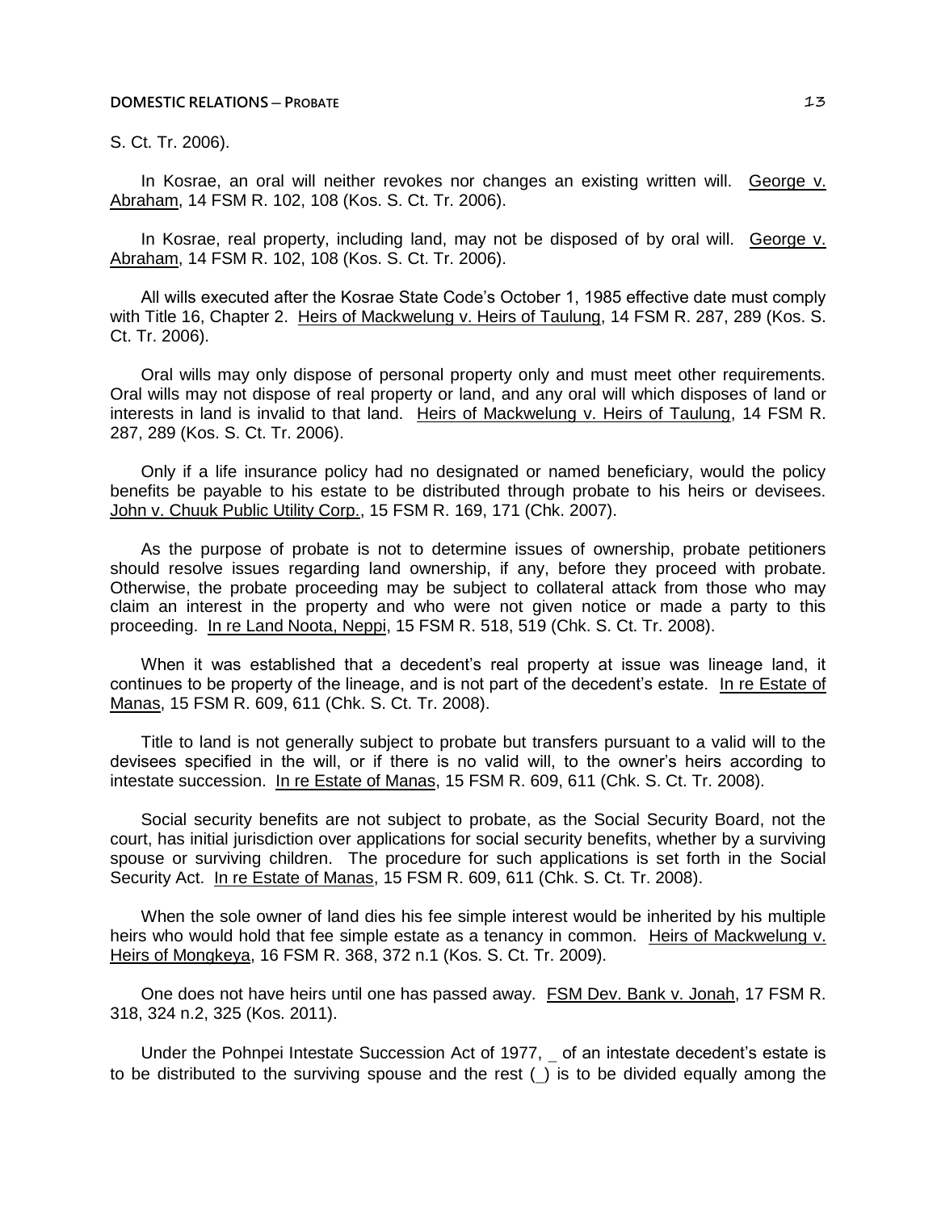S. Ct. Tr. 2006).

In Kosrae, an oral will neither revokes nor changes an existing written will. George v. Abraham, 14 FSM R. 102, 108 (Kos. S. Ct. Tr. 2006).

In Kosrae, real property, including land, may not be disposed of by oral will. George v. Abraham, 14 FSM R. 102, 108 (Kos. S. Ct. Tr. 2006).

All wills executed after the Kosrae State Code's October 1, 1985 effective date must comply with Title 16, Chapter 2. Heirs of Mackwelung v. Heirs of Taulung, 14 FSM R. 287, 289 (Kos. S. Ct. Tr. 2006).

Oral wills may only dispose of personal property only and must meet other requirements. Oral wills may not dispose of real property or land, and any oral will which disposes of land or interests in land is invalid to that land. Heirs of Mackwelung v. Heirs of Taulung, 14 FSM R. 287, 289 (Kos. S. Ct. Tr. 2006).

Only if a life insurance policy had no designated or named beneficiary, would the policy benefits be payable to his estate to be distributed through probate to his heirs or devisees. John v. Chuuk Public Utility Corp., 15 FSM R. 169, 171 (Chk. 2007).

As the purpose of probate is not to determine issues of ownership, probate petitioners should resolve issues regarding land ownership, if any, before they proceed with probate. Otherwise, the probate proceeding may be subject to collateral attack from those who may claim an interest in the property and who were not given notice or made a party to this proceeding. In re Land Noota, Neppi, 15 FSM R. 518, 519 (Chk. S. Ct. Tr. 2008).

When it was established that a decedent's real property at issue was lineage land, it continues to be property of the lineage, and is not part of the decedent's estate. In re Estate of Manas, 15 FSM R. 609, 611 (Chk. S. Ct. Tr. 2008).

Title to land is not generally subject to probate but transfers pursuant to a valid will to the devisees specified in the will, or if there is no valid will, to the owner's heirs according to intestate succession. In re Estate of Manas, 15 FSM R. 609, 611 (Chk. S. Ct. Tr. 2008).

Social security benefits are not subject to probate, as the Social Security Board, not the court, has initial jurisdiction over applications for social security benefits, whether by a surviving spouse or surviving children. The procedure for such applications is set forth in the Social Security Act. In re Estate of Manas, 15 FSM R. 609, 611 (Chk. S. Ct. Tr. 2008).

When the sole owner of land dies his fee simple interest would be inherited by his multiple heirs who would hold that fee simple estate as a tenancy in common. Heirs of Mackwelung v. Heirs of Mongkeya, 16 FSM R. 368, 372 n.1 (Kos. S. Ct. Tr. 2009).

One does not have heirs until one has passed away. FSM Dev. Bank v. Jonah, 17 FSM R. 318, 324 n.2, 325 (Kos. 2011).

Under the Pohnpei Intestate Succession Act of 1977, _ of an intestate decedent's estate is to be distributed to the surviving spouse and the rest (_) is to be divided equally among the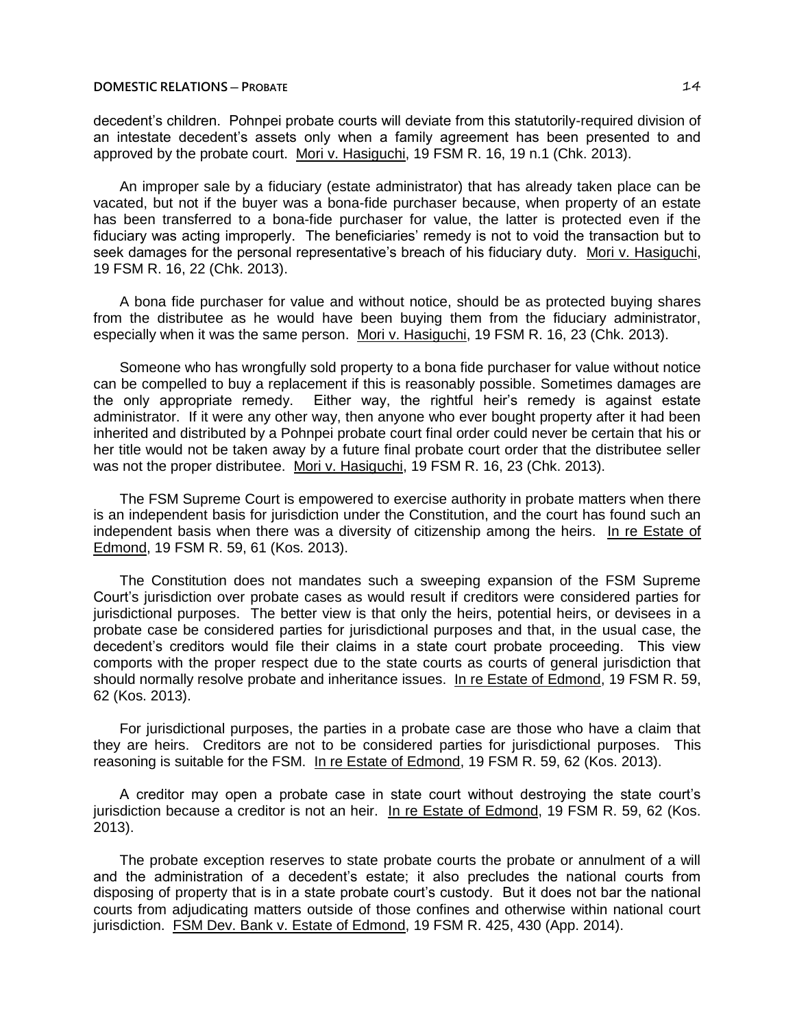decedent's children. Pohnpei probate courts will deviate from this statutorily-required division of an intestate decedent's assets only when a family agreement has been presented to and approved by the probate court. Mori v. Hasiguchi, 19 FSM R. 16, 19 n.1 (Chk. 2013).

An improper sale by a fiduciary (estate administrator) that has already taken place can be vacated, but not if the buyer was a bona-fide purchaser because, when property of an estate has been transferred to a bona-fide purchaser for value, the latter is protected even if the fiduciary was acting improperly. The beneficiaries' remedy is not to void the transaction but to seek damages for the personal representative's breach of his fiduciary duty. Mori v. Hasiguchi, 19 FSM R. 16, 22 (Chk. 2013).

A bona fide purchaser for value and without notice, should be as protected buying shares from the distributee as he would have been buying them from the fiduciary administrator, especially when it was the same person. Mori v. Hasiguchi, 19 FSM R. 16, 23 (Chk. 2013).

Someone who has wrongfully sold property to a bona fide purchaser for value without notice can be compelled to buy a replacement if this is reasonably possible. Sometimes damages are the only appropriate remedy. Either way, the rightful heir's remedy is against estate administrator. If it were any other way, then anyone who ever bought property after it had been inherited and distributed by a Pohnpei probate court final order could never be certain that his or her title would not be taken away by a future final probate court order that the distributee seller was not the proper distributee. Mori v. Hasiguchi, 19 FSM R. 16, 23 (Chk. 2013).

The FSM Supreme Court is empowered to exercise authority in probate matters when there is an independent basis for jurisdiction under the Constitution, and the court has found such an independent basis when there was a diversity of citizenship among the heirs. In re Estate of Edmond, 19 FSM R. 59, 61 (Kos. 2013).

The Constitution does not mandates such a sweeping expansion of the FSM Supreme Court's jurisdiction over probate cases as would result if creditors were considered parties for jurisdictional purposes. The better view is that only the heirs, potential heirs, or devisees in a probate case be considered parties for jurisdictional purposes and that, in the usual case, the decedent's creditors would file their claims in a state court probate proceeding. This view comports with the proper respect due to the state courts as courts of general jurisdiction that should normally resolve probate and inheritance issues. In re Estate of Edmond, 19 FSM R. 59, 62 (Kos. 2013).

For jurisdictional purposes, the parties in a probate case are those who have a claim that they are heirs. Creditors are not to be considered parties for jurisdictional purposes. This reasoning is suitable for the FSM. In re Estate of Edmond, 19 FSM R. 59, 62 (Kos. 2013).

A creditor may open a probate case in state court without destroying the state court's jurisdiction because a creditor is not an heir. In re Estate of Edmond, 19 FSM R. 59, 62 (Kos. 2013).

The probate exception reserves to state probate courts the probate or annulment of a will and the administration of a decedent's estate; it also precludes the national courts from disposing of property that is in a state probate court's custody. But it does not bar the national courts from adjudicating matters outside of those confines and otherwise within national court jurisdiction. FSM Dev. Bank v. Estate of Edmond, 19 FSM R. 425, 430 (App. 2014).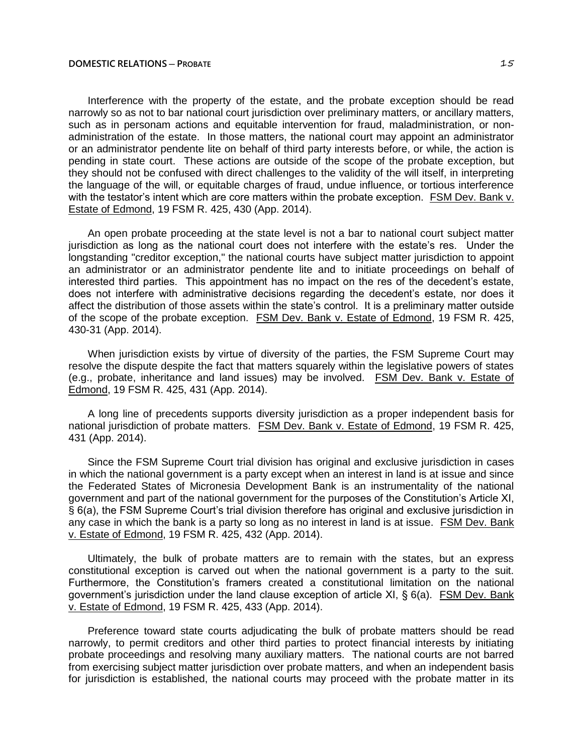Interference with the property of the estate, and the probate exception should be read narrowly so as not to bar national court jurisdiction over preliminary matters, or ancillary matters, such as in personam actions and equitable intervention for fraud, maladministration, or non-administration of the estate. In those matters, the national court may appoint an administrator or an administrator pendente lite on behalf of third party interests before, or while, the action is pending in state court. These actions are outside of the scope of the probate exception, but they should not be confused with direct challenges to the validity of the will itself, in interpreting the language of the will, or equitable charges of fraud, undue influence, or tortious interference with the testator's intent which are core matters within the probate exception. FSM Dev. Bank v. Estate of Edmond, 19 FSM R. 425, 430 (App. 2014).

An open probate proceeding at the state level is not a bar to national court subject matter jurisdiction as long as the national court does not interfere with the estate's res. Under the longstanding "creditor exception," the national courts have subject matter jurisdiction to appoint an administrator or an administrator pendente lite and to initiate proceedings on behalf of interested third parties. This appointment has no impact on the res of the decedent's estate, does not interfere with administrative decisions regarding the decedent's estate, nor does it affect the distribution of those assets within the state's control. It is a preliminary matter outside of the scope of the probate exception. FSM Dev. Bank v. Estate of Edmond, 19 FSM R. 425, 430-31 (App. 2014).

When jurisdiction exists by virtue of diversity of the parties, the FSM Supreme Court may resolve the dispute despite the fact that matters squarely within the legislative powers of states (e.g., probate, inheritance and land issues) may be involved. FSM Dev. Bank v. Estate of Edmond, 19 FSM R. 425, 431 (App. 2014).

A long line of precedents supports diversity jurisdiction as a proper independent basis for national jurisdiction of probate matters. FSM Dev. Bank v. Estate of Edmond, 19 FSM R. 425, 431 (App. 2014).

Since the FSM Supreme Court trial division has original and exclusive jurisdiction in cases in which the national government is a party except when an interest in land is at issue and since the Federated States of Micronesia Development Bank is an instrumentality of the national government and part of the national government for the purposes of the Constitution's Article XI, § 6(a), the FSM Supreme Court's trial division therefore has original and exclusive jurisdiction in any case in which the bank is a party so long as no interest in land is at issue. FSM Dev. Bank v. Estate of Edmond, 19 FSM R. 425, 432 (App. 2014).

Ultimately, the bulk of probate matters are to remain with the states, but an express constitutional exception is carved out when the national government is a party to the suit. Furthermore, the Constitution's framers created a constitutional limitation on the national government's jurisdiction under the land clause exception of article XI, § 6(a). FSM Dev. Bank v. Estate of Edmond, 19 FSM R. 425, 433 (App. 2014).

Preference toward state courts adjudicating the bulk of probate matters should be read narrowly, to permit creditors and other third parties to protect financial interests by initiating probate proceedings and resolving many auxiliary matters. The national courts are not barred from exercising subject matter jurisdiction over probate matters, and when an independent basis for jurisdiction is established, the national courts may proceed with the probate matter in its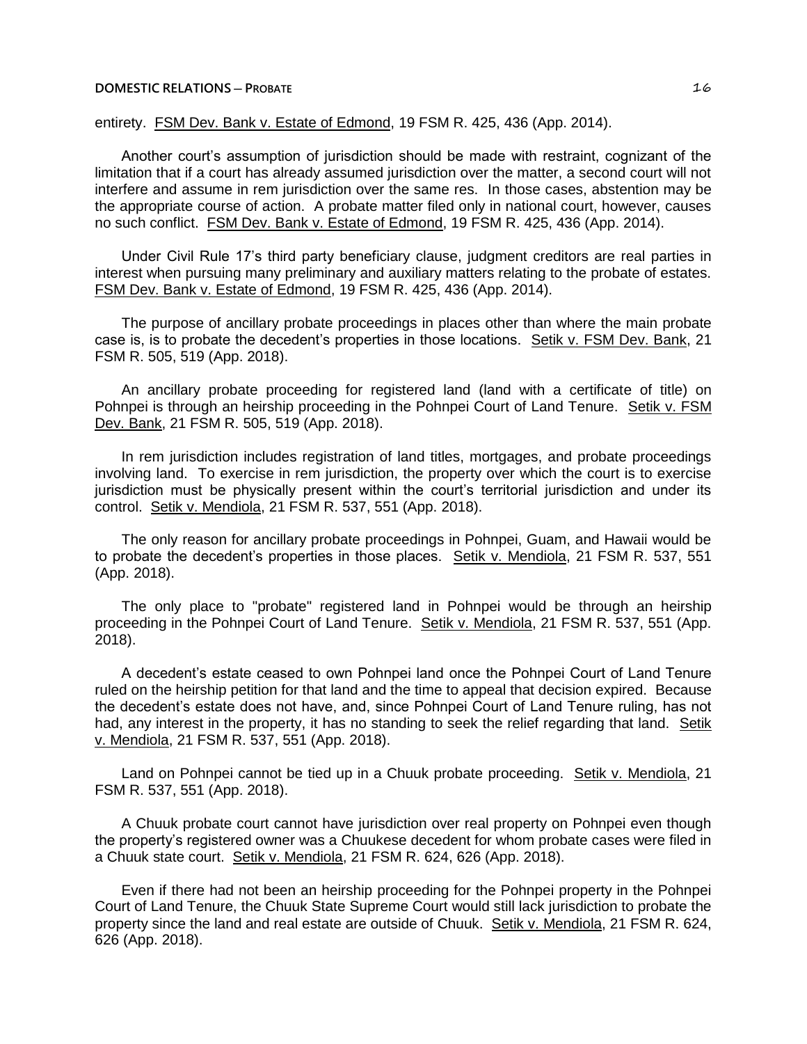entirety. FSM Dev. Bank v. Estate of Edmond, 19 FSM R. 425, 436 (App. 2014).

Another court's assumption of jurisdiction should be made with restraint, cognizant of the limitation that if a court has already assumed jurisdiction over the matter, a second court will not interfere and assume in rem jurisdiction over the same res. In those cases, abstention may be the appropriate course of action. A probate matter filed only in national court, however, causes no such conflict. FSM Dev. Bank v. Estate of Edmond, 19 FSM R. 425, 436 (App. 2014).

Under Civil Rule 17's third party beneficiary clause, judgment creditors are real parties in interest when pursuing many preliminary and auxiliary matters relating to the probate of estates. FSM Dev. Bank v. Estate of Edmond, 19 FSM R. 425, 436 (App. 2014).

The purpose of ancillary probate proceedings in places other than where the main probate case is, is to probate the decedent's properties in those locations. Setik v. FSM Dev. Bank, 21 FSM R. 505, 519 (App. 2018).

An ancillary probate proceeding for registered land (land with a certificate of title) on Pohnpei is through an heirship proceeding in the Pohnpei Court of Land Tenure. Setik v. FSM Dev. Bank, 21 FSM R. 505, 519 (App. 2018).

In rem jurisdiction includes registration of land titles, mortgages, and probate proceedings involving land. To exercise in rem jurisdiction, the property over which the court is to exercise jurisdiction must be physically present within the court's territorial jurisdiction and under its control. Setik v. Mendiola, 21 FSM R. 537, 551 (App. 2018).

The only reason for ancillary probate proceedings in Pohnpei, Guam, and Hawaii would be to probate the decedent's properties in those places. Setik v. Mendiola, 21 FSM R. 537, 551 (App. 2018).

The only place to "probate" registered land in Pohnpei would be through an heirship proceeding in the Pohnpei Court of Land Tenure. Setik v. Mendiola, 21 FSM R. 537, 551 (App. 2018).

A decedent's estate ceased to own Pohnpei land once the Pohnpei Court of Land Tenure ruled on the heirship petition for that land and the time to appeal that decision expired. Because the decedent's estate does not have, and, since Pohnpei Court of Land Tenure ruling, has not had, any interest in the property, it has no standing to seek the relief regarding that land. Setik v. Mendiola, 21 FSM R. 537, 551 (App. 2018).

Land on Pohnpei cannot be tied up in a Chuuk probate proceeding. Setik v. Mendiola, 21 FSM R. 537, 551 (App. 2018).

A Chuuk probate court cannot have jurisdiction over real property on Pohnpei even though the property's registered owner was a Chuukese decedent for whom probate cases were filed in a Chuuk state court. Setik v. Mendiola, 21 FSM R. 624, 626 (App. 2018).

Even if there had not been an heirship proceeding for the Pohnpei property in the Pohnpei Court of Land Tenure, the Chuuk State Supreme Court would still lack jurisdiction to probate the property since the land and real estate are outside of Chuuk. Setik v. Mendiola, 21 FSM R. 624, 626 (App. 2018).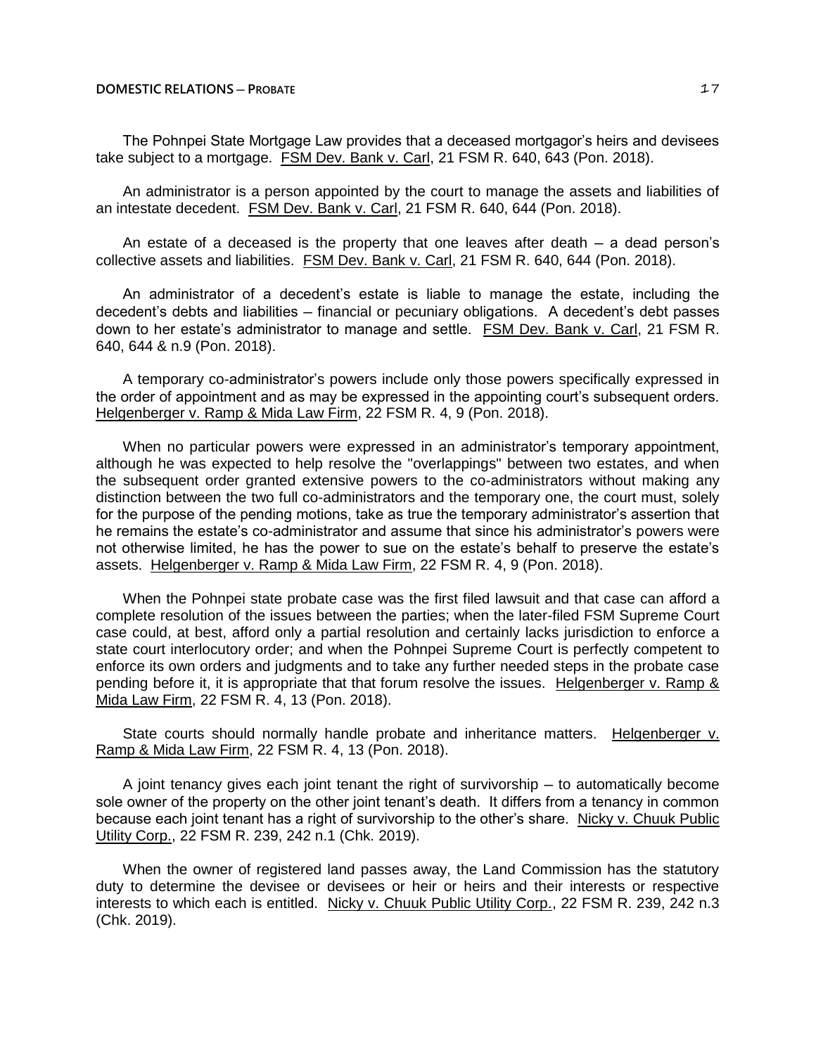The Pohnpei State Mortgage Law provides that a deceased mortgagor's heirs and devisees take subject to a mortgage. FSM Dev. Bank v. Carl, 21 FSM R. 640, 643 (Pon. 2018).

An administrator is a person appointed by the court to manage the assets and liabilities of an intestate decedent. FSM Dev. Bank v. Carl, 21 FSM R. 640, 644 (Pon. 2018).

An estate of a deceased is the property that one leaves after death – a dead person's collective assets and liabilities. FSM Dev. Bank v. Carl, 21 FSM R. 640, 644 (Pon. 2018).

An administrator of a decedent's estate is liable to manage the estate, including the decedent's debts and liabilities – financial or pecuniary obligations. A decedent's debt passes down to her estate's administrator to manage and settle. FSM Dev. Bank v. Carl, 21 FSM R. 640, 644 & n.9 (Pon. 2018).

A temporary co-administrator's powers include only those powers specifically expressed in the order of appointment and as may be expressed in the appointing court's subsequent orders. Helgenberger v. Ramp & Mida Law Firm, 22 FSM R. 4, 9 (Pon. 2018).

When no particular powers were expressed in an administrator's temporary appointment, although he was expected to help resolve the "overlappings" between two estates, and when the subsequent order granted extensive powers to the co-administrators without making any distinction between the two full co-administrators and the temporary one, the court must, solely for the purpose of the pending motions, take as true the temporary administrator's assertion that he remains the estate's co-administrator and assume that since his administrator's powers were not otherwise limited, he has the power to sue on the estate's behalf to preserve the estate's assets. Helgenberger v. Ramp & Mida Law Firm, 22 FSM R. 4, 9 (Pon. 2018).

When the Pohnpei state probate case was the first filed lawsuit and that case can afford a complete resolution of the issues between the parties; when the later-filed FSM Supreme Court case could, at best, afford only a partial resolution and certainly lacks jurisdiction to enforce a state court interlocutory order; and when the Pohnpei Supreme Court is perfectly competent to enforce its own orders and judgments and to take any further needed steps in the probate case pending before it, it is appropriate that that forum resolve the issues. Helgenberger v. Ramp & Mida Law Firm, 22 FSM R. 4, 13 (Pon. 2018).

State courts should normally handle probate and inheritance matters. Helgenberger v. Ramp & Mida Law Firm, 22 FSM R. 4, 13 (Pon. 2018).

A joint tenancy gives each joint tenant the right of survivorship – to automatically become sole owner of the property on the other joint tenant's death. It differs from a tenancy in common because each joint tenant has a right of survivorship to the other's share. Nicky v. Chuuk Public Utility Corp., 22 FSM R. 239, 242 n.1 (Chk. 2019).

When the owner of registered land passes away, the Land Commission has the statutory duty to determine the devisee or devisees or heir or heirs and their interests or respective interests to which each is entitled. Nicky v. Chuuk Public Utility Corp., 22 FSM R. 239, 242 n.3 (Chk. 2019).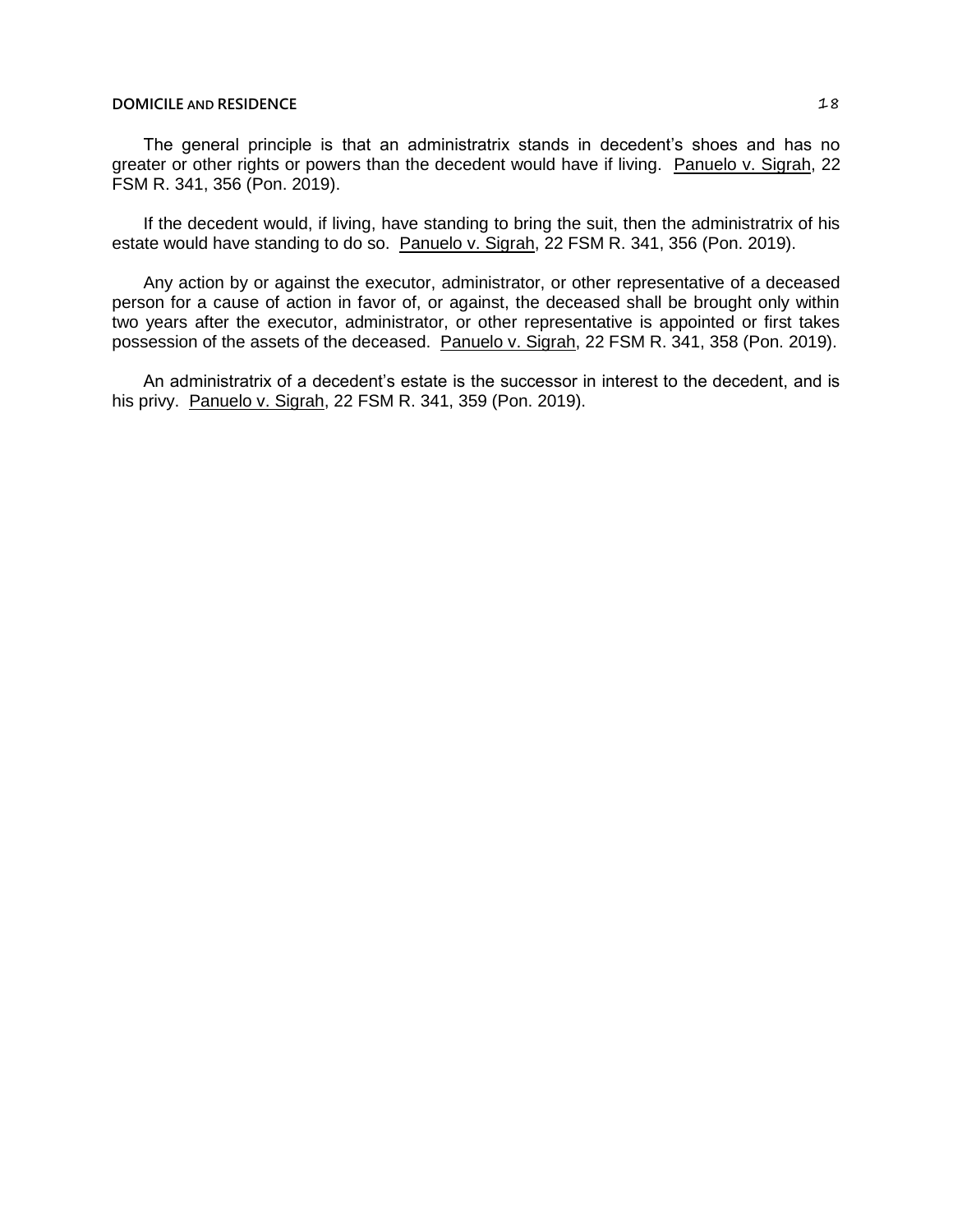The general principle is that an administratrix stands in decedent's shoes and has no greater or other rights or powers than the decedent would have if living. Panuelo v. Sigrah, 22 FSM R. 341, 356 (Pon. 2019).

If the decedent would, if living, have standing to bring the suit, then the administratrix of his estate would have standing to do so. Panuelo v. Sigrah, 22 FSM R. 341, 356 (Pon. 2019).

Any action by or against the executor, administrator, or other representative of a deceased person for a cause of action in favor of, or against, the deceased shall be brought only within two years after the executor, administrator, or other representative is appointed or first takes possession of the assets of the deceased. Panuelo v. Sigrah, 22 FSM R. 341, 358 (Pon. 2019).

An administratrix of a decedent's estate is the successor in interest to the decedent, and is his privy. Panuelo v. Sigrah, 22 FSM R. 341, 359 (Pon. 2019).